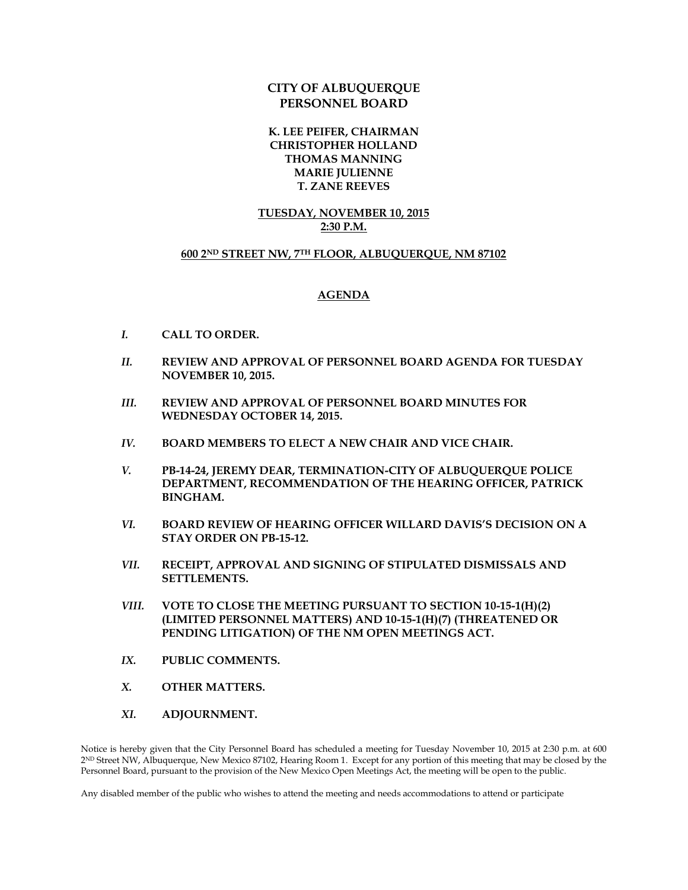# CITY OF ALBUQUERQUE
# PERSONNEL BOARD

**K. LEE PEIFER, CHAIRMAN**
**CHRISTOPHER HOLLAND**
**THOMAS MANNING**
**MARIE JULIENNE**
**T. ZANE REEVES**

**TUESDAY, NOVEMBER 10, 2015**
**2:30 P.M.**

**600 2ND STREET NW, 7TH FLOOR, ALBUQUERQUE, NM 87102**

## AGENDA

*I.* **CALL TO ORDER.**

*II.* **REVIEW AND APPROVAL OF PERSONNEL BOARD AGENDA FOR TUESDAY NOVEMBER 10, 2015.**

*III.* **REVIEW AND APPROVAL OF PERSONNEL BOARD MINUTES FOR WEDNESDAY OCTOBER 14, 2015.**

*IV.* **BOARD MEMBERS TO ELECT A NEW CHAIR AND VICE CHAIR.**

*V.* **PB-14-24, JEREMY DEAR, TERMINATION-CITY OF ALBUQUERQUE POLICE DEPARTMENT, RECOMMENDATION OF THE HEARING OFFICER, PATRICK BINGHAM.**

*VI.* **BOARD REVIEW OF HEARING OFFICER WILLARD DAVIS'S DECISION ON A STAY ORDER ON PB-15-12.**

*VII.* **RECEIPT, APPROVAL AND SIGNING OF STIPULATED DISMISSALS AND SETTLEMENTS.**

*VIII.* **VOTE TO CLOSE THE MEETING PURSUANT TO SECTION 10-15-1(H)(2) (LIMITED PERSONNEL MATTERS) AND 10-15-1(H)(7) (THREATENED OR PENDING LITIGATION) OF THE NM OPEN MEETINGS ACT.**

*IX.* **PUBLIC COMMENTS.**

*X.* **OTHER MATTERS.**

*XI.* **ADJOURNMENT.**

Notice is hereby given that the City Personnel Board has scheduled a meeting for Tuesday November 10, 2015 at 2:30 p.m. at 600 2ND Street NW, Albuquerque, New Mexico 87102, Hearing Room 1. Except for any portion of this meeting that may be closed by the Personnel Board, pursuant to the provision of the New Mexico Open Meetings Act, the meeting will be open to the public.

Any disabled member of the public who wishes to attend the meeting and needs accommodations to attend or participate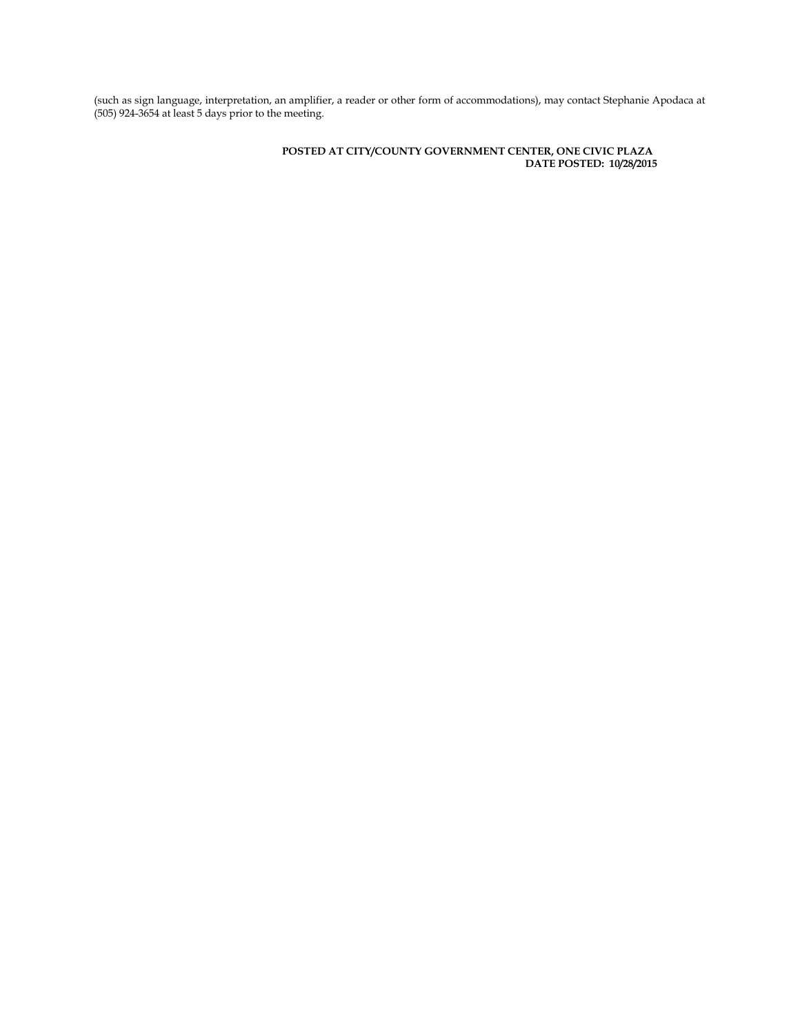(such as sign language, interpretation, an amplifier, a reader or other form of accommodations), may contact Stephanie Apodaca at (505) 924-3654 at least 5 days prior to the meeting.

**POSTED AT CITY/COUNTY GOVERNMENT CENTER, ONE CIVIC PLAZA**
**DATE POSTED: 10/28/2015**